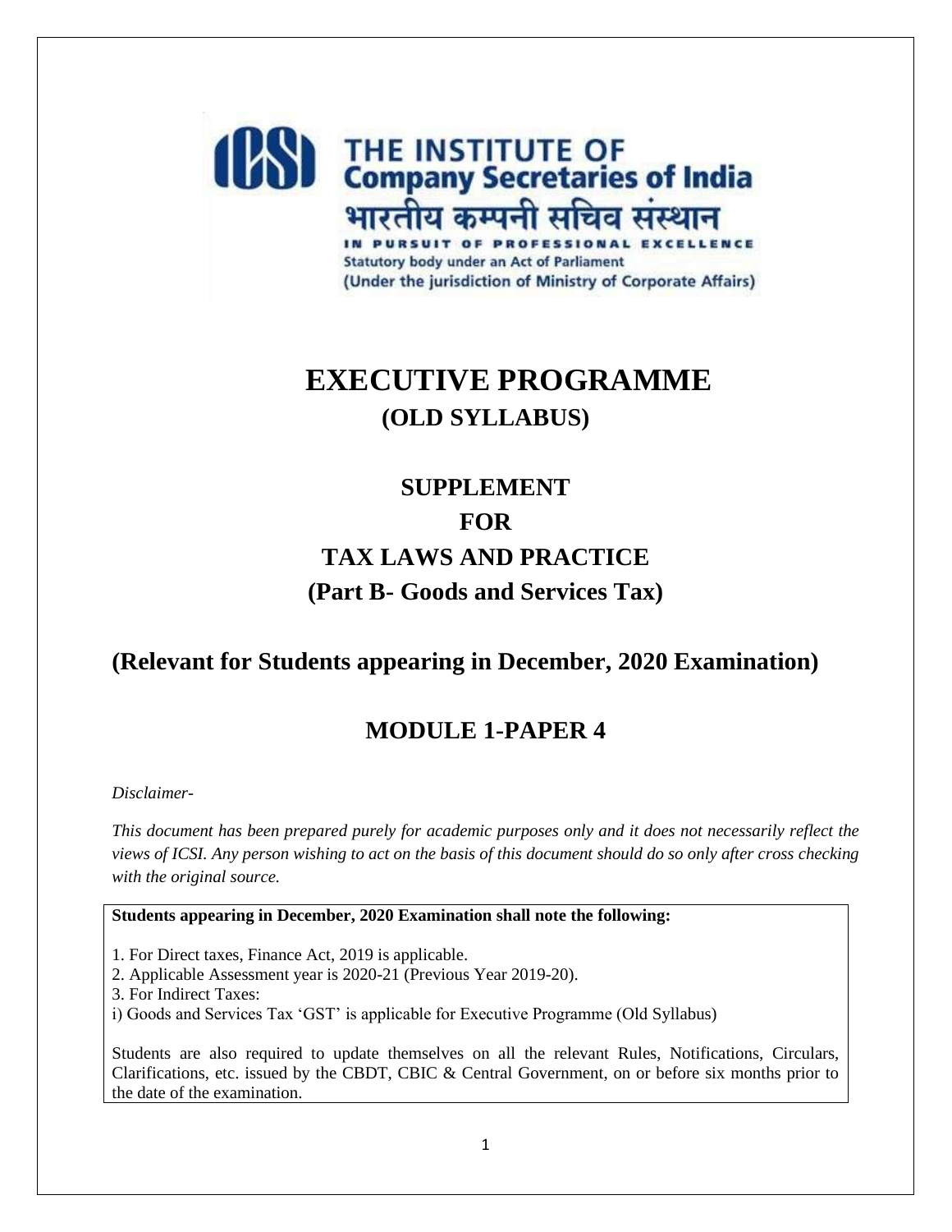**THE INSTITUTE OF Company Secretaries of India**

भारतीय कम्पनी सचिव संस्थान

IN PURSUIT OF PROFESSIONAL EXCELLENCE

Statutory body under an Act of Parliament

(Under the jurisdiction of Ministry of Corporate Affairs)

# EXECUTIVE PROGRAMME

## (OLD SYLLABUS)

## SUPPLEMENT

## FOR

## TAX LAWS AND PRACTICE

## (Part B- Goods and Services Tax)

## (Relevant for Students appearing in December, 2020 Examination)

## MODULE 1-PAPER 4

*Disclaimer-*

*This document has been prepared purely for academic purposes only and it does not necessarily reflect the views of ICSI. Any person wishing to act on the basis of this document should do so only after cross checking with the original source.*

**Students appearing in December, 2020 Examination shall note the following:**

1. For Direct taxes, Finance Act, 2019 is applicable.
2. Applicable Assessment year is 2020-21 (Previous Year 2019-20).
3. For Indirect Taxes:

i) Goods and Services Tax 'GST' is applicable for Executive Programme (Old Syllabus)

Students are also required to update themselves on all the relevant Rules, Notifications, Circulars, Clarifications, etc. issued by the CBDT, CBIC & Central Government, on or before six months prior to the date of the examination.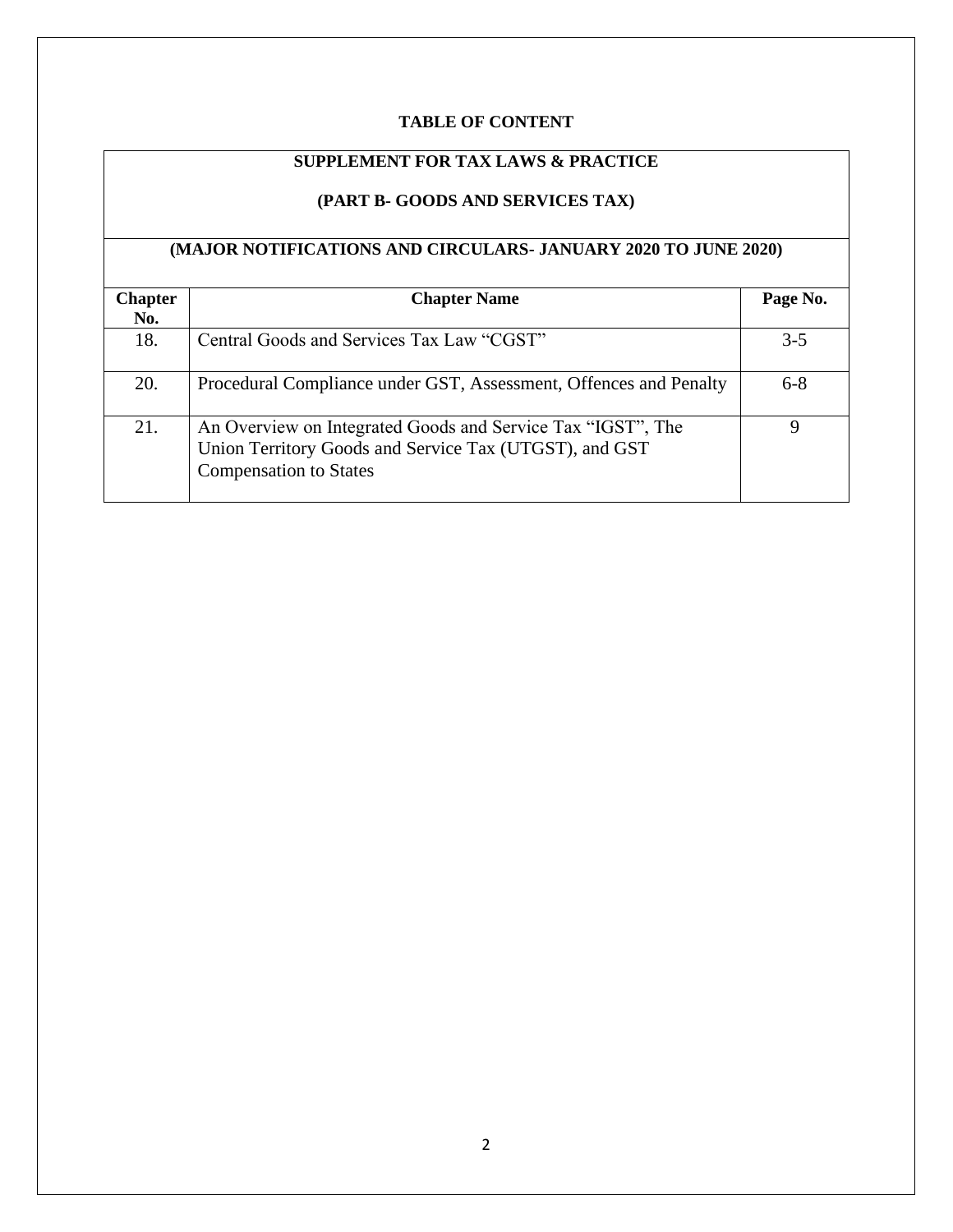# TABLE OF CONTENT

## SUPPLEMENT FOR TAX LAWS & PRACTICE

## (PART B- GOODS AND SERVICES TAX)

### (MAJOR NOTIFICATIONS AND CIRCULARS- JANUARY 2020 TO JUNE 2020)

| Chapter No. | Chapter Name | Page No. |
| --- | --- | --- |
| 18. | Central Goods and Services Tax Law "CGST" | 3-5 |
| 20. | Procedural Compliance under GST, Assessment, Offences and Penalty | 6-8 |
| 21. | An Overview on Integrated Goods and Service Tax "IGST", The Union Territory Goods and Service Tax (UTGST), and GST Compensation to States | 9 |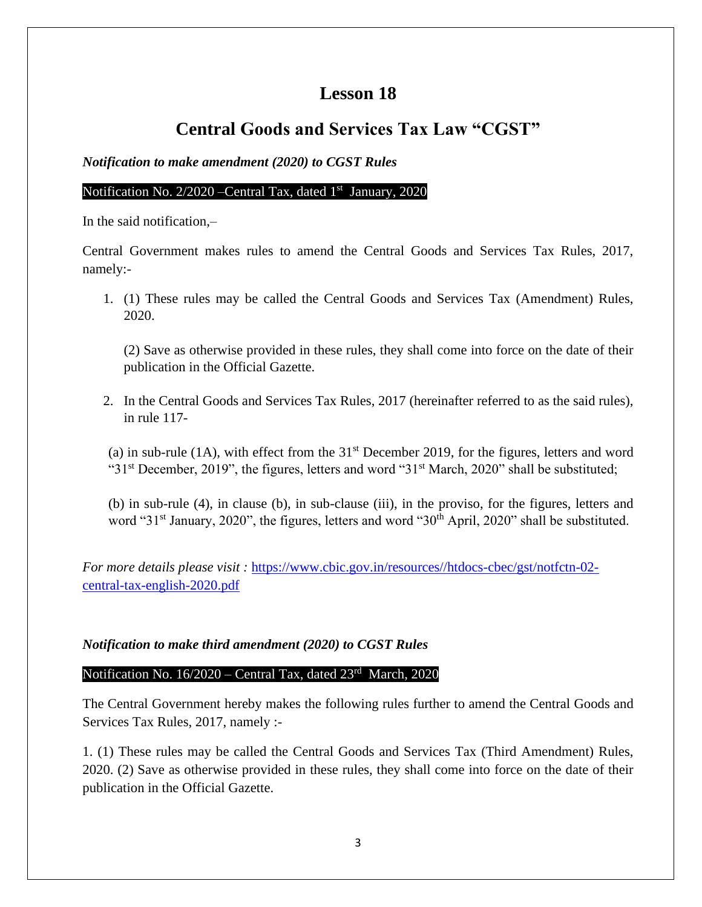# Lesson 18

## Central Goods and Services Tax Law "CGST"

***Notification to make amendment (2020) to CGST Rules***

Notification No. 2/2020 –Central Tax, dated 1st January, 2020

In the said notification,–

Central Government makes rules to amend the Central Goods and Services Tax Rules, 2017, namely:-

1. (1) These rules may be called the Central Goods and Services Tax (Amendment) Rules, 2020.

   (2) Save as otherwise provided in these rules, they shall come into force on the date of their publication in the Official Gazette.

2. In the Central Goods and Services Tax Rules, 2017 (hereinafter referred to as the said rules), in rule 117-

   (a) in sub-rule (1A), with effect from the 31st December 2019, for the figures, letters and word "31st December, 2019", the figures, letters and word "31st March, 2020" shall be substituted;

   (b) in sub-rule (4), in clause (b), in sub-clause (iii), in the proviso, for the figures, letters and word "31st January, 2020", the figures, letters and word "30th April, 2020" shall be substituted.

*For more details please visit :* [https://www.cbic.gov.in/resources//htdocs-cbec/gst/notfctn-02-central-tax-english-2020.pdf](https://www.cbic.gov.in/resources//htdocs-cbec/gst/notfctn-02-central-tax-english-2020.pdf)

***Notification to make third amendment (2020) to CGST Rules***

Notification No. 16/2020 – Central Tax, dated 23rd March, 2020

The Central Government hereby makes the following rules further to amend the Central Goods and Services Tax Rules, 2017, namely :-

1. (1) These rules may be called the Central Goods and Services Tax (Third Amendment) Rules, 2020. (2) Save as otherwise provided in these rules, they shall come into force on the date of their publication in the Official Gazette.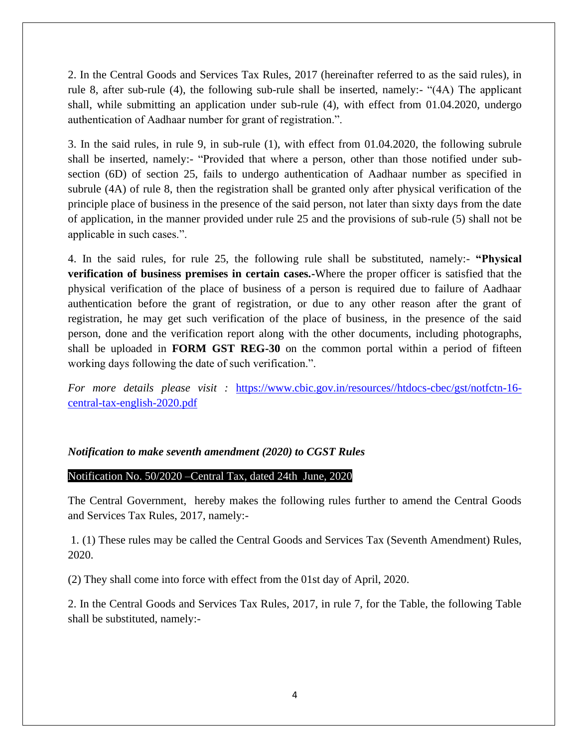2. In the Central Goods and Services Tax Rules, 2017 (hereinafter referred to as the said rules), in rule 8, after sub-rule (4), the following sub-rule shall be inserted, namely:- "(4A) The applicant shall, while submitting an application under sub-rule (4), with effect from 01.04.2020, undergo authentication of Aadhaar number for grant of registration.".

3. In the said rules, in rule 9, in sub-rule (1), with effect from 01.04.2020, the following subrule shall be inserted, namely:- "Provided that where a person, other than those notified under sub-section (6D) of section 25, fails to undergo authentication of Aadhaar number as specified in subrule (4A) of rule 8, then the registration shall be granted only after physical verification of the principle place of business in the presence of the said person, not later than sixty days from the date of application, in the manner provided under rule 25 and the provisions of sub-rule (5) shall not be applicable in such cases.".

4. In the said rules, for rule 25, the following rule shall be substituted, namely:- **"Physical verification of business premises in certain cases.**-Where the proper officer is satisfied that the physical verification of the place of business of a person is required due to failure of Aadhaar authentication before the grant of registration, or due to any other reason after the grant of registration, he may get such verification of the place of business, in the presence of the said person, done and the verification report along with the other documents, including photographs, shall be uploaded in **FORM GST REG-30** on the common portal within a period of fifteen working days following the date of such verification.".

*For more details please visit :* https://www.cbic.gov.in/resources//htdocs-cbec/gst/notfctn-16-central-tax-english-2020.pdf

***Notification to make seventh amendment (2020) to CGST Rules***

Notification No. 50/2020 –Central Tax, dated 24th June, 2020

The Central Government, hereby makes the following rules further to amend the Central Goods and Services Tax Rules, 2017, namely:-

1. (1) These rules may be called the Central Goods and Services Tax (Seventh Amendment) Rules, 2020.

(2) They shall come into force with effect from the 01st day of April, 2020.

2. In the Central Goods and Services Tax Rules, 2017, in rule 7, for the Table, the following Table shall be substituted, namely:-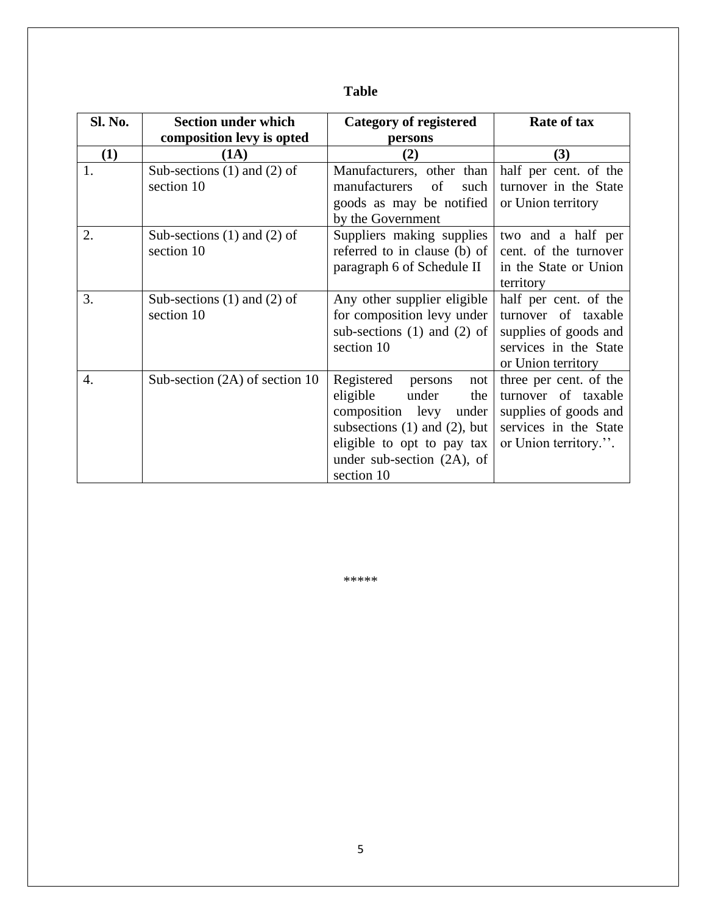**Table**

| Sl. No. | Section under which composition levy is opted | Category of registered persons | Rate of tax |
|---|---|---|---|
| **(1)** | **(1A)** | **(2)** | **(3)** |
| 1. | Sub-sections (1) and (2) of section 10 | Manufacturers, other than manufacturers of such goods as may be notified by the Government | half per cent. of the turnover in the State or Union territory |
| 2. | Sub-sections (1) and (2) of section 10 | Suppliers making supplies referred to in clause (b) of paragraph 6 of Schedule II | two and a half per cent. of the turnover in the State or Union territory |
| 3. | Sub-sections (1) and (2) of section 10 | Any other supplier eligible for composition levy under sub-sections (1) and (2) of section 10 | half per cent. of the turnover of taxable supplies of goods and services in the State or Union territory |
| 4. | Sub-section (2A) of section 10 | Registered persons not eligible under the composition levy under subsections (1) and (2), but eligible to opt to pay tax under sub-section (2A), of section 10 | three per cent. of the turnover of taxable supplies of goods and services in the State or Union territory.''. |

*****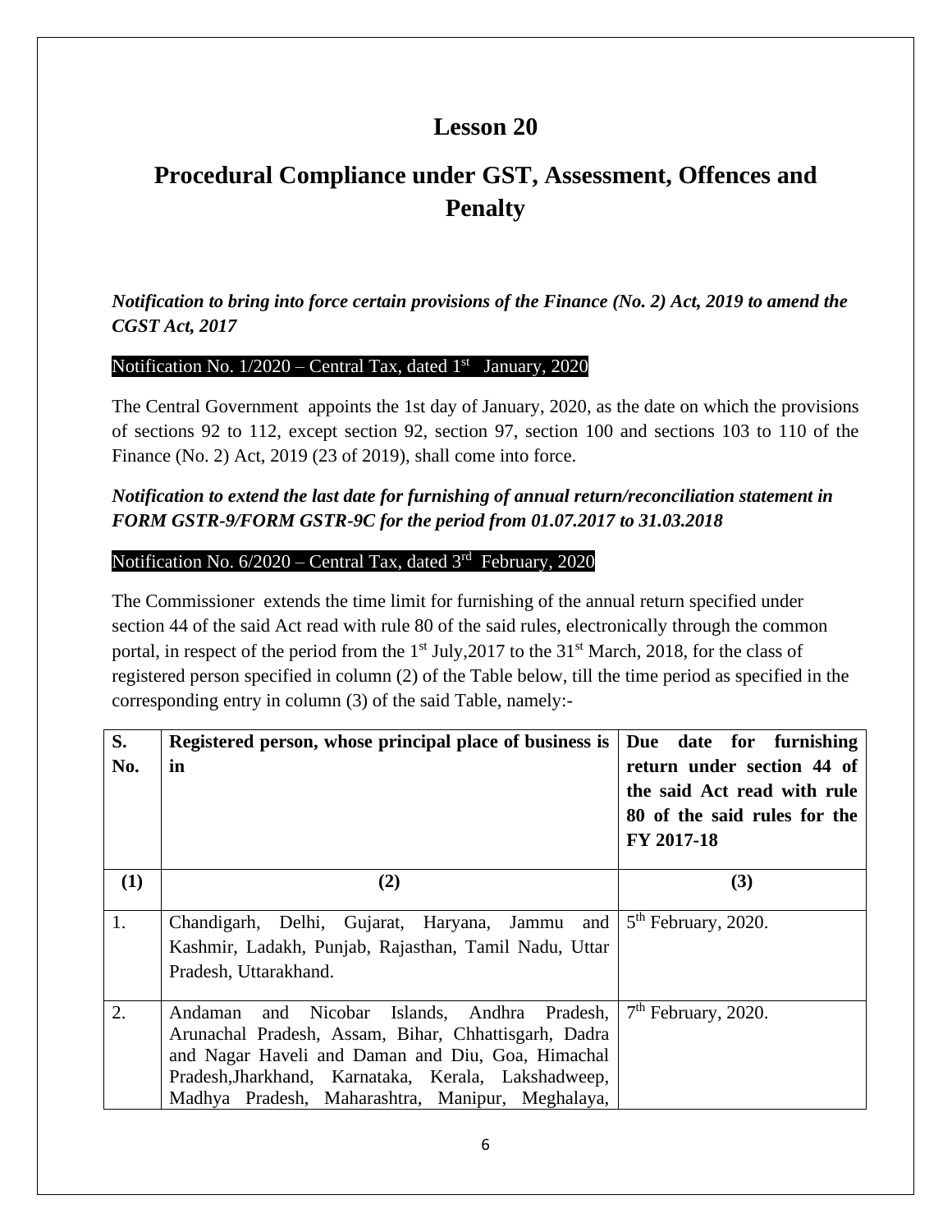# Lesson 20

# Procedural Compliance under GST, Assessment, Offences and Penalty

***Notification to bring into force certain provisions of the Finance (No. 2) Act, 2019 to amend the CGST Act, 2017***

Notification No. 1/2020 – Central Tax, dated 1st January, 2020

The Central Government appoints the 1st day of January, 2020, as the date on which the provisions of sections 92 to 112, except section 92, section 97, section 100 and sections 103 to 110 of the Finance (No. 2) Act, 2019 (23 of 2019), shall come into force.

***Notification to extend the last date for furnishing of annual return/reconciliation statement in FORM GSTR-9/FORM GSTR-9C for the period from 01.07.2017 to 31.03.2018***

Notification No. 6/2020 – Central Tax, dated 3rd February, 2020

The Commissioner extends the time limit for furnishing of the annual return specified under section 44 of the said Act read with rule 80 of the said rules, electronically through the common portal, in respect of the period from the 1st July,2017 to the 31st March, 2018, for the class of registered person specified in column (2) of the Table below, till the time period as specified in the corresponding entry in column (3) of the said Table, namely:-

| S. No. | Registered person, whose principal place of business is in | Due date for furnishing return under section 44 of the said Act read with rule 80 of the said rules for the FY 2017-18 |
|---|---|---|
| (1) | (2) | (3) |
| 1. | Chandigarh, Delhi, Gujarat, Haryana, Jammu and Kashmir, Ladakh, Punjab, Rajasthan, Tamil Nadu, Uttar Pradesh, Uttarakhand. | 5th February, 2020. |
| 2. | Andaman and Nicobar Islands, Andhra Pradesh, Arunachal Pradesh, Assam, Bihar, Chhattisgarh, Dadra and Nagar Haveli and Daman and Diu, Goa, Himachal Pradesh,Jharkhand, Karnataka, Kerala, Lakshadweep, Madhya Pradesh, Maharashtra, Manipur, Meghalaya, | 7th February, 2020. |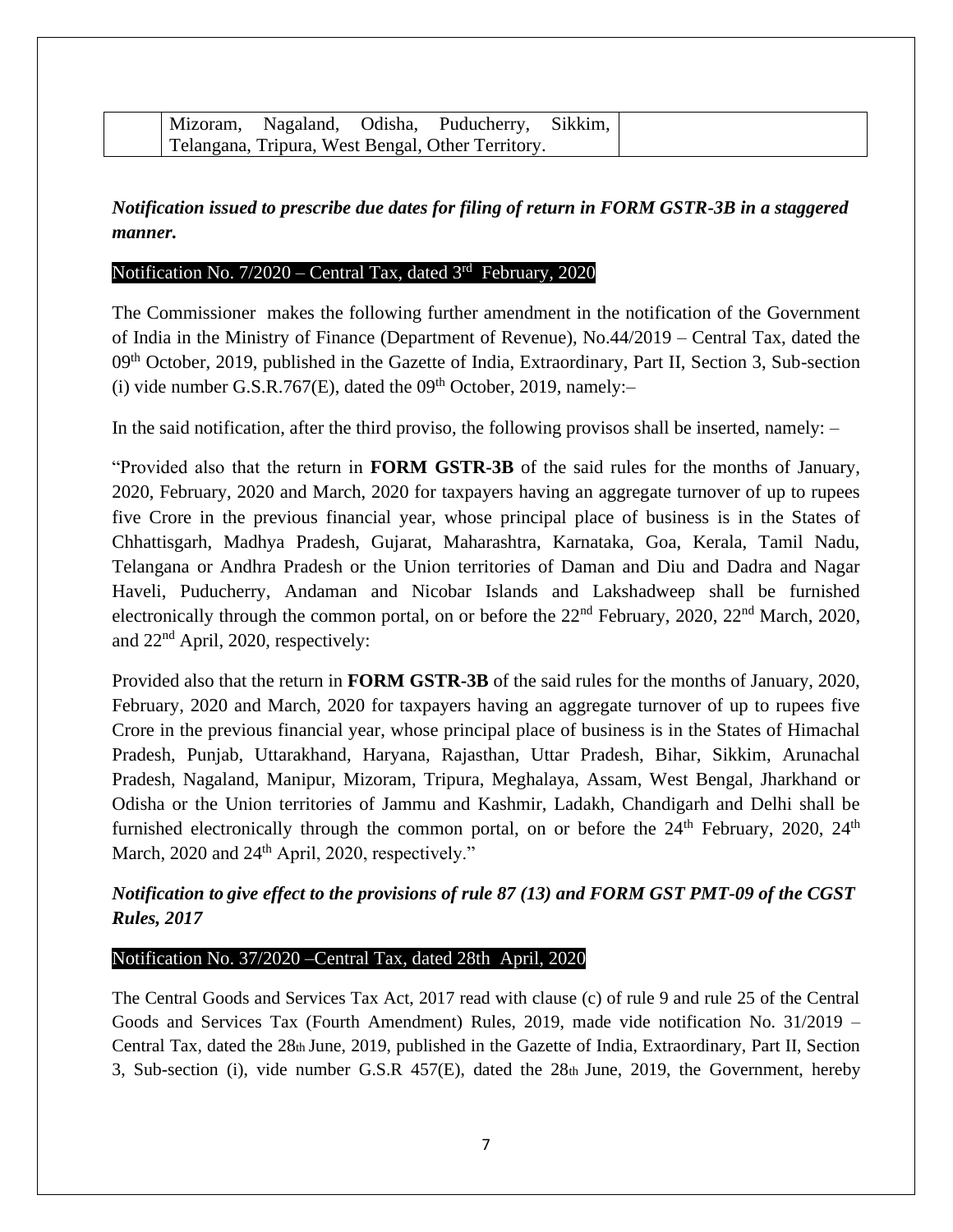| | Mizoram, Nagaland, Odisha, Puducherry, Sikkim, Telangana, Tripura, West Bengal, Other Territory. | |
|---|---|---|

***Notification issued to prescribe due dates for filing of return in FORM GSTR-3B in a staggered manner.***

Notification No. 7/2020 – Central Tax, dated 3rd February, 2020

The Commissioner makes the following further amendment in the notification of the Government of India in the Ministry of Finance (Department of Revenue), No.44/2019 – Central Tax, dated the 09th October, 2019, published in the Gazette of India, Extraordinary, Part II, Section 3, Sub-section (i) vide number G.S.R.767(E), dated the 09th October, 2019, namely:–

In the said notification, after the third proviso, the following provisos shall be inserted, namely: –

"Provided also that the return in **FORM GSTR-3B** of the said rules for the months of January, 2020, February, 2020 and March, 2020 for taxpayers having an aggregate turnover of up to rupees five Crore in the previous financial year, whose principal place of business is in the States of Chhattisgarh, Madhya Pradesh, Gujarat, Maharashtra, Karnataka, Goa, Kerala, Tamil Nadu, Telangana or Andhra Pradesh or the Union territories of Daman and Diu and Dadra and Nagar Haveli, Puducherry, Andaman and Nicobar Islands and Lakshadweep shall be furnished electronically through the common portal, on or before the 22nd February, 2020, 22nd March, 2020, and 22nd April, 2020, respectively:

Provided also that the return in **FORM GSTR-3B** of the said rules for the months of January, 2020, February, 2020 and March, 2020 for taxpayers having an aggregate turnover of up to rupees five Crore in the previous financial year, whose principal place of business is in the States of Himachal Pradesh, Punjab, Uttarakhand, Haryana, Rajasthan, Uttar Pradesh, Bihar, Sikkim, Arunachal Pradesh, Nagaland, Manipur, Mizoram, Tripura, Meghalaya, Assam, West Bengal, Jharkhand or Odisha or the Union territories of Jammu and Kashmir, Ladakh, Chandigarh and Delhi shall be furnished electronically through the common portal, on or before the 24th February, 2020, 24th March, 2020 and 24th April, 2020, respectively."

***Notification to give effect to the provisions of rule 87 (13) and FORM GST PMT-09 of the CGST Rules, 2017***

Notification No. 37/2020 –Central Tax, dated 28th April, 2020

The Central Goods and Services Tax Act, 2017 read with clause (c) of rule 9 and rule 25 of the Central Goods and Services Tax (Fourth Amendment) Rules, 2019, made vide notification No. 31/2019 – Central Tax, dated the 28th June, 2019, published in the Gazette of India, Extraordinary, Part II, Section 3, Sub-section (i), vide number G.S.R 457(E), dated the 28th June, 2019, the Government, hereby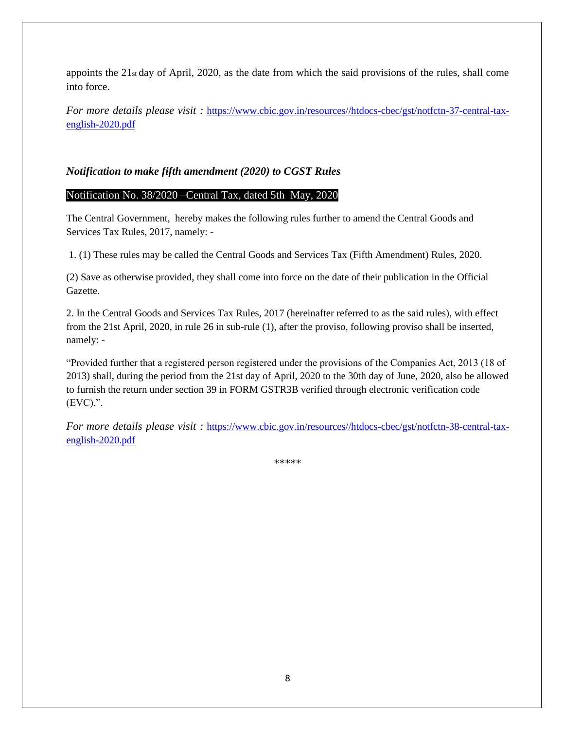appoints the 21st day of April, 2020, as the date from which the said provisions of the rules, shall come into force.

*For more details please visit :* https://www.cbic.gov.in/resources//htdocs-cbec/gst/notfctn-37-central-tax-english-2020.pdf

### *Notification to make fifth amendment (2020) to CGST Rules*

**Notification No. 38/2020 –Central Tax, dated 5th May, 2020**

The Central Government, hereby makes the following rules further to amend the Central Goods and Services Tax Rules, 2017, namely: -

1. (1) These rules may be called the Central Goods and Services Tax (Fifth Amendment) Rules, 2020.

(2) Save as otherwise provided, they shall come into force on the date of their publication in the Official Gazette.

2. In the Central Goods and Services Tax Rules, 2017 (hereinafter referred to as the said rules), with effect from the 21st April, 2020, in rule 26 in sub-rule (1), after the proviso, following proviso shall be inserted, namely: -

"Provided further that a registered person registered under the provisions of the Companies Act, 2013 (18 of 2013) shall, during the period from the 21st day of April, 2020 to the 30th day of June, 2020, also be allowed to furnish the return under section 39 in FORM GSTR3B verified through electronic verification code (EVC).".

*For more details please visit :* https://www.cbic.gov.in/resources//htdocs-cbec/gst/notfctn-38-central-tax-english-2020.pdf

*****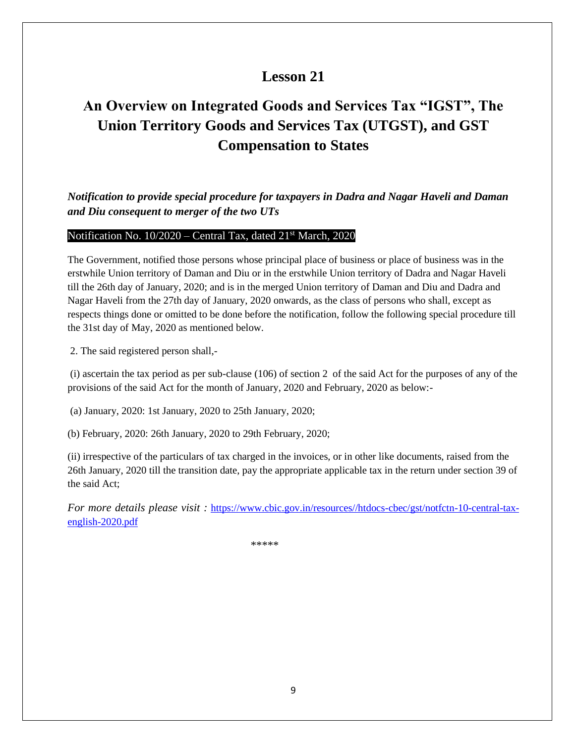# Lesson 21

# An Overview on Integrated Goods and Services Tax "IGST", The Union Territory Goods and Services Tax (UTGST), and GST Compensation to States

***Notification to provide special procedure for taxpayers in Dadra and Nagar Haveli and Daman and Diu consequent to merger of the two UTs***

Notification No. 10/2020 – Central Tax, dated 21st March, 2020

The Government, notified those persons whose principal place of business or place of business was in the erstwhile Union territory of Daman and Diu or in the erstwhile Union territory of Dadra and Nagar Haveli till the 26th day of January, 2020; and is in the merged Union territory of Daman and Diu and Dadra and Nagar Haveli from the 27th day of January, 2020 onwards, as the class of persons who shall, except as respects things done or omitted to be done before the notification, follow the following special procedure till the 31st day of May, 2020 as mentioned below.

2. The said registered person shall,-

(i) ascertain the tax period as per sub-clause (106) of section 2 of the said Act for the purposes of any of the provisions of the said Act for the month of January, 2020 and February, 2020 as below:-

(a) January, 2020: 1st January, 2020 to 25th January, 2020;

(b) February, 2020: 26th January, 2020 to 29th February, 2020;

(ii) irrespective of the particulars of tax charged in the invoices, or in other like documents, raised from the 26th January, 2020 till the transition date, pay the appropriate applicable tax in the return under section 39 of the said Act;

*For more details please visit :* https://www.cbic.gov.in/resources//htdocs-cbec/gst/notfctn-10-central-tax-english-2020.pdf

*****